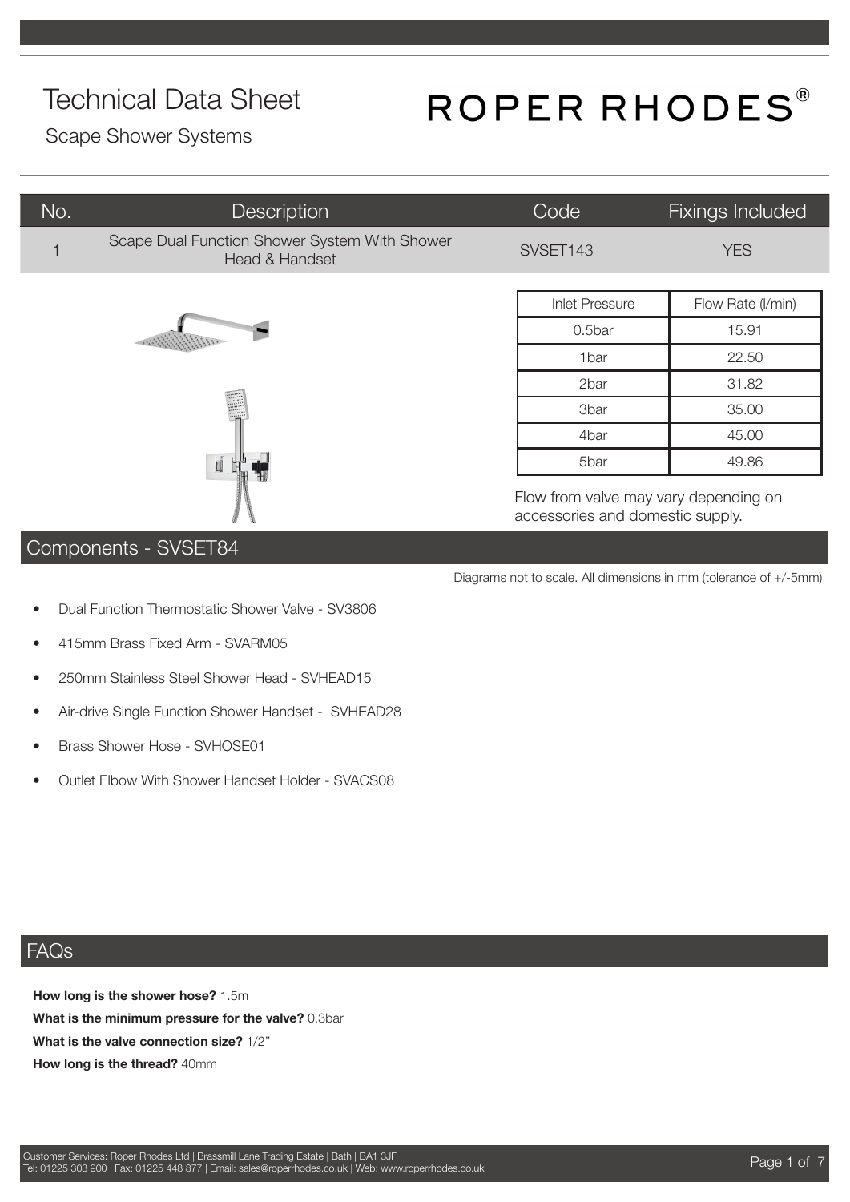# Technical Data Sheet

Scape Shower Systems

ROPER RHODES®

| No. | Description | Code | Fixings Included |
|---|---|---|---|
| 1 | Scape Dual Function Shower System With Shower Head & Handset | SVSET143 | YES |

| Inlet Pressure | Flow Rate (l/min) |
|---|---|
| 0.5bar | 15.91 |
| 1bar | 22.50 |
| 2bar | 31.82 |
| 3bar | 35.00 |
| 4bar | 45.00 |
| 5bar | 49.86 |

Flow from valve may vary depending on accessories and domestic supply.

## Components - SVSET84

Diagrams not to scale. All dimensions in mm (tolerance of +/-5mm)

- Dual Function Thermostatic Shower Valve - SV3806
- 415mm Brass Fixed Arm - SVARM05
- 250mm Stainless Steel Shower Head - SVHEAD15
- Air-drive Single Function Shower Handset - SVHEAD28
- Brass Shower Hose - SVHOSE01
- Outlet Elbow With Shower Handset Holder - SVACS08

## FAQs

**How long is the shower hose?** 1.5m

**What is the minimum pressure for the valve?** 0.3bar

**What is the valve connection size?** 1/2"

**How long is the thread?** 40mm

Customer Services: Roper Rhodes Ltd | Brassmill Lane Trading Estate | Bath | BA1 3JF
Tel: 01225 303 900 | Fax: 01225 448 877 | Email: sales@roperrhodes.co.uk | Web: www.roperrhodes.co.uk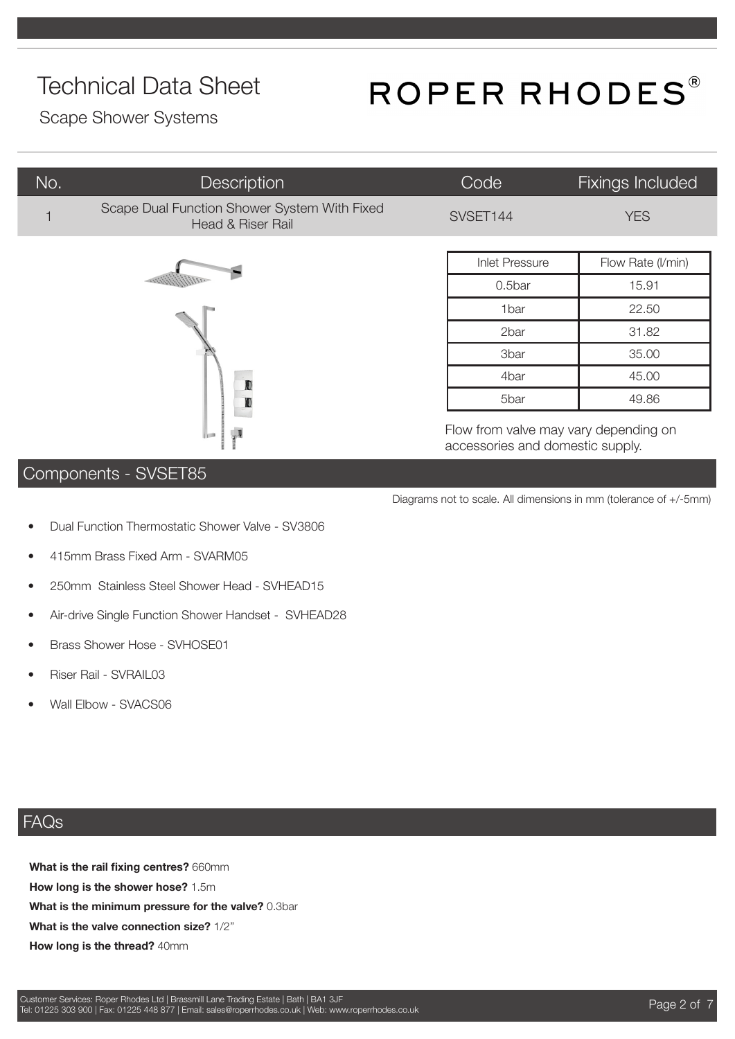# Technical Data Sheet

ROPER RHODES®

Scape Shower Systems

| No. | Description | Code | Fixings Included |
|---|---|---|---|
| 1 | Scape Dual Function Shower System With Fixed Head & Riser Rail | SVSET144 | YES |

| Inlet Pressure | Flow Rate (l/min) |
|---|---|
| 0.5bar | 15.91 |
| 1bar | 22.50 |
| 2bar | 31.82 |
| 3bar | 35.00 |
| 4bar | 45.00 |
| 5bar | 49.86 |

Flow from valve may vary depending on accessories and domestic supply.

## Components - SVSET85

Diagrams not to scale. All dimensions in mm (tolerance of +/-5mm)

- Dual Function Thermostatic Shower Valve - SV3806
- 415mm Brass Fixed Arm - SVARM05
- 250mm Stainless Steel Shower Head - SVHEAD15
- Air-drive Single Function Shower Handset - SVHEAD28
- Brass Shower Hose - SVHOSE01
- Riser Rail - SVRAIL03
- Wall Elbow - SVACS06

## FAQs

**What is the rail fixing centres?** 660mm

**How long is the shower hose?** 1.5m

**What is the minimum pressure for the valve?** 0.3bar

**What is the valve connection size?** 1/2"

**How long is the thread?** 40mm

Customer Services: Roper Rhodes Ltd | Brassmill Lane Trading Estate | Bath | BA1 3JF
Tel: 01225 303 900 | Fax: 01225 448 877 | Email: sales@roperrhodes.co.uk | Web: www.roperrhodes.co.uk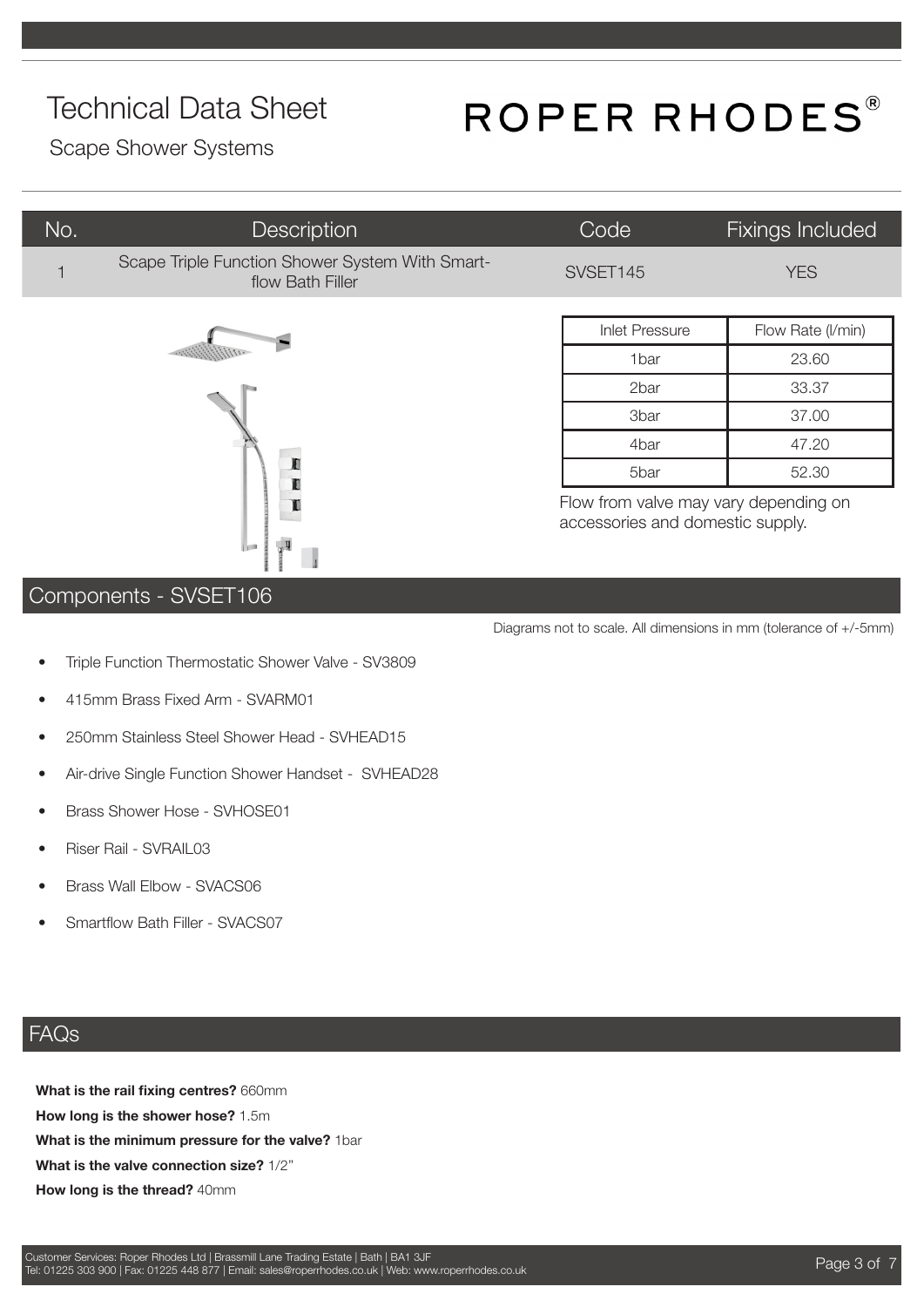# Technical Data Sheet

## Scape Shower Systems

ROPER RHODES®

| No. | Description | Code | Fixings Included |
| --- | --- | --- | --- |
| 1 | Scape Triple Function Shower System With Smart-flow Bath Filler | SVSET145 | YES |

| Inlet Pressure | Flow Rate (l/min) |
| --- | --- |
| 1bar | 23.60 |
| 2bar | 33.37 |
| 3bar | 37.00 |
| 4bar | 47.20 |
| 5bar | 52.30 |

Flow from valve may vary depending on accessories and domestic supply.

## Components - SVSET106

Diagrams not to scale. All dimensions in mm (tolerance of +/-5mm)

- Triple Function Thermostatic Shower Valve - SV3809
- 415mm Brass Fixed Arm - SVARM01
- 250mm Stainless Steel Shower Head - SVHEAD15
- Air-drive Single Function Shower Handset - SVHEAD28
- Brass Shower Hose - SVHOSE01
- Riser Rail - SVRAIL03
- Brass Wall Elbow - SVACS06
- Smartflow Bath Filler - SVACS07

## FAQs

**What is the rail fixing centres?** 660mm

**How long is the shower hose?** 1.5m

**What is the minimum pressure for the valve?** 1bar

**What is the valve connection size?** 1/2"

**How long is the thread?** 40mm

Customer Services: Roper Rhodes Ltd | Brassmill Lane Trading Estate | Bath | BA1 3JF
Tel: 01225 303 900 | Fax: 01225 448 877 | Email: sales@roperrhodes.co.uk | Web: www.roperrhodes.co.uk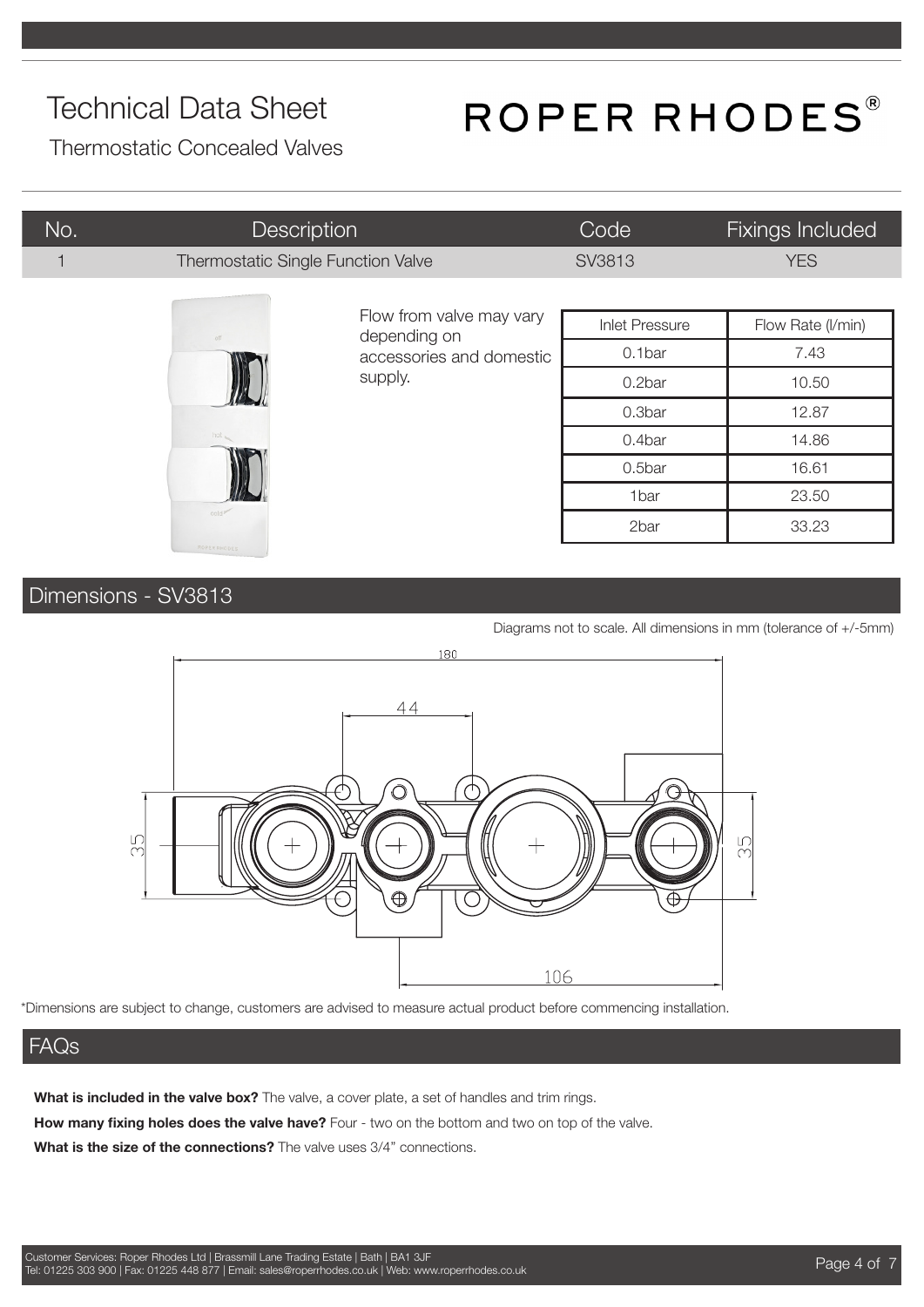# Technical Data Sheet

Thermostatic Concealed Valves

ROPER RHODES®

| No. | Description | Code | Fixings Included |
|---|---|---|---|
| 1 | Thermostatic Single Function Valve | SV3813 | YES |

Flow from valve may vary depending on accessories and domestic supply.

| Inlet Pressure | Flow Rate (l/min) |
|---|---|
| 0.1bar | 7.43 |
| 0.2bar | 10.50 |
| 0.3bar | 12.87 |
| 0.4bar | 14.86 |
| 0.5bar | 16.61 |
| 1bar | 23.50 |
| 2bar | 33.23 |

## Dimensions - SV3813

Diagrams not to scale. All dimensions in mm (tolerance of +/-5mm)

180

44

35

35

106

*Dimensions are subject to change, customers are advised to measure actual product before commencing installation.

## FAQs

**What is included in the valve box?** The valve, a cover plate, a set of handles and trim rings.

**How many fixing holes does the valve have?** Four - two on the bottom and two on top of the valve.

**What is the size of the connections?** The valve uses 3/4" connections.

Customer Services: Roper Rhodes Ltd | Brassmill Lane Trading Estate | Bath | BA1 3JF
Tel: 01225 303 900 | Fax: 01225 448 877 | Email: sales@roperrhodes.co.uk | Web: www.roperrhodes.co.uk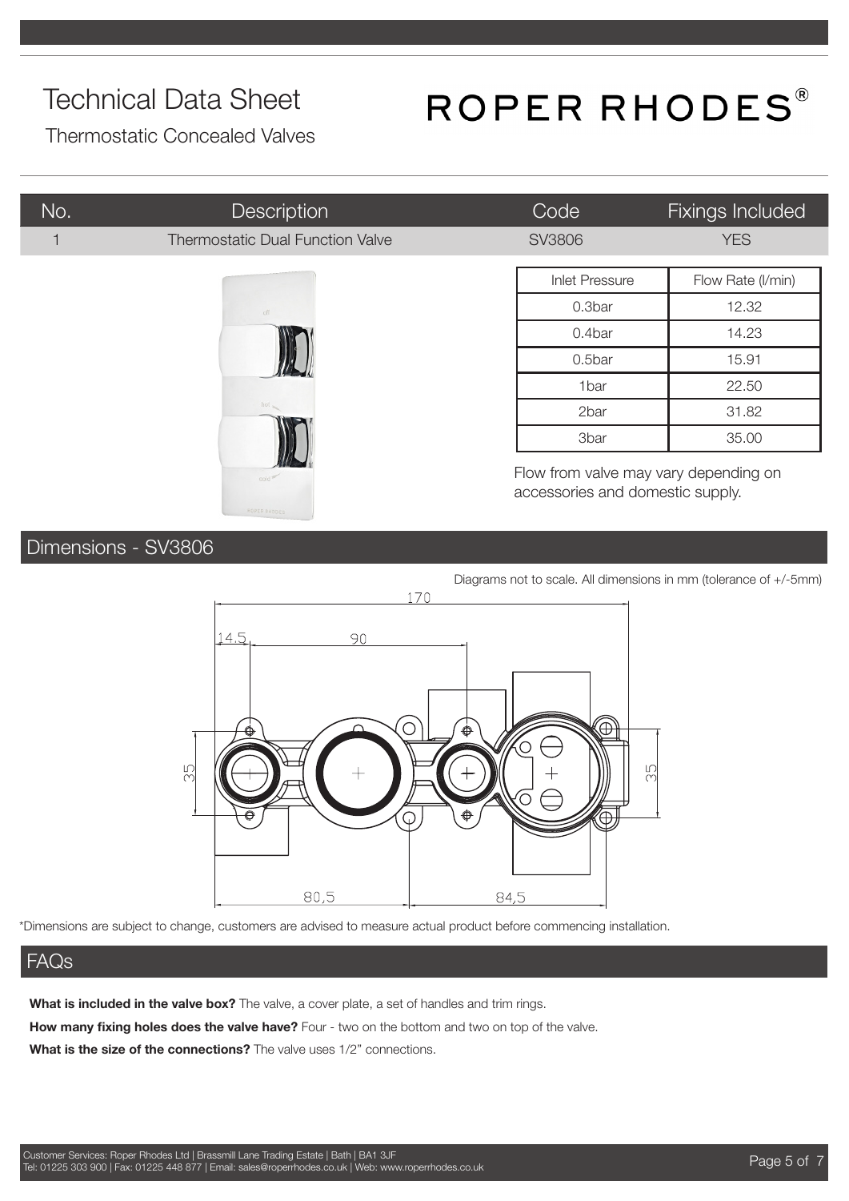# Technical Data Sheet

Thermostatic Concealed Valves

ROPER RHODES®

| No. | Description | Code | Fixings Included |
|---|---|---|---|
| 1 | Thermostatic Dual Function Valve | SV3806 | YES |

| Inlet Pressure | Flow Rate (l/min) |
|---|---|
| 0.3bar | 12.32 |
| 0.4bar | 14.23 |
| 0.5bar | 15.91 |
| 1bar | 22.50 |
| 2bar | 31.82 |
| 3bar | 35.00 |

Flow from valve may vary depending on accessories and domestic supply.

## Dimensions - SV3806

Diagrams not to scale. All dimensions in mm (tolerance of +/-5mm)

170

14.5 90

35 35

80,5 84,5

*Dimensions are subject to change, customers are advised to measure actual product before commencing installation.

## FAQs

**What is included in the valve box?** The valve, a cover plate, a set of handles and trim rings.

**How many fixing holes does the valve have?** Four - two on the bottom and two on top of the valve.

**What is the size of the connections?** The valve uses 1/2" connections.

Customer Services: Roper Rhodes Ltd | Brassmill Lane Trading Estate | Bath | BA1 3JF
Tel: 01225 303 900 | Fax: 01225 448 877 | Email: sales@roperrhodes.co.uk | Web: www.roperrhodes.co.uk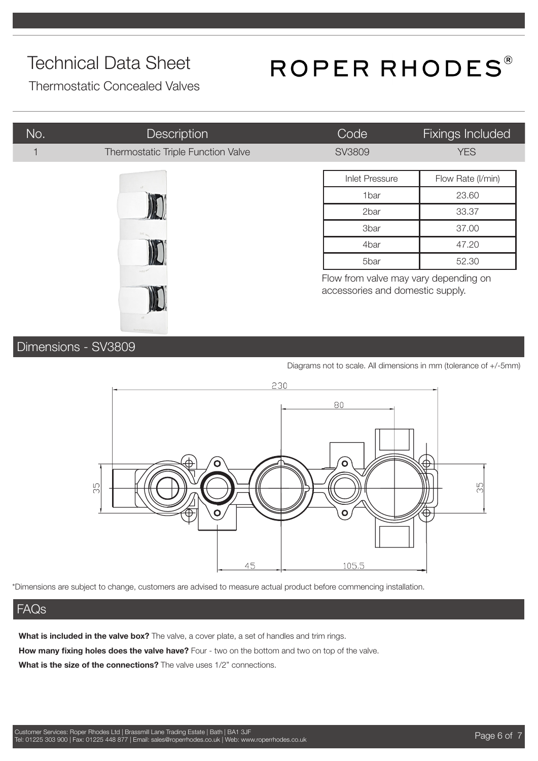# Technical Data Sheet

Thermostatic Concealed Valves

ROPER RHODES®

| No. | Description | Code | Fixings Included |
|---|---|---|---|
| 1 | Thermostatic Triple Function Valve | SV3809 | YES |

| Inlet Pressure | Flow Rate (l/min) |
|---|---|
| 1bar | 23.60 |
| 2bar | 33.37 |
| 3bar | 37.00 |
| 4bar | 47.20 |
| 5bar | 52.30 |

Flow from valve may vary depending on accessories and domestic supply.

## Dimensions - SV3809

Diagrams not to scale. All dimensions in mm (tolerance of +/-5mm)

230

80

35

35

45

105.5

*Dimensions are subject to change, customers are advised to measure actual product before commencing installation.

## FAQs

**What is included in the valve box?** The valve, a cover plate, a set of handles and trim rings.

**How many fixing holes does the valve have?** Four - two on the bottom and two on top of the valve.

**What is the size of the connections?** The valve uses 1/2" connections.

Customer Services: Roper Rhodes Ltd | Brassmill Lane Trading Estate | Bath | BA1 3JF
Tel: 01225 303 900 | Fax: 01225 448 877 | Email: sales@roperrhodes.co.uk | Web: www.roperrhodes.co.uk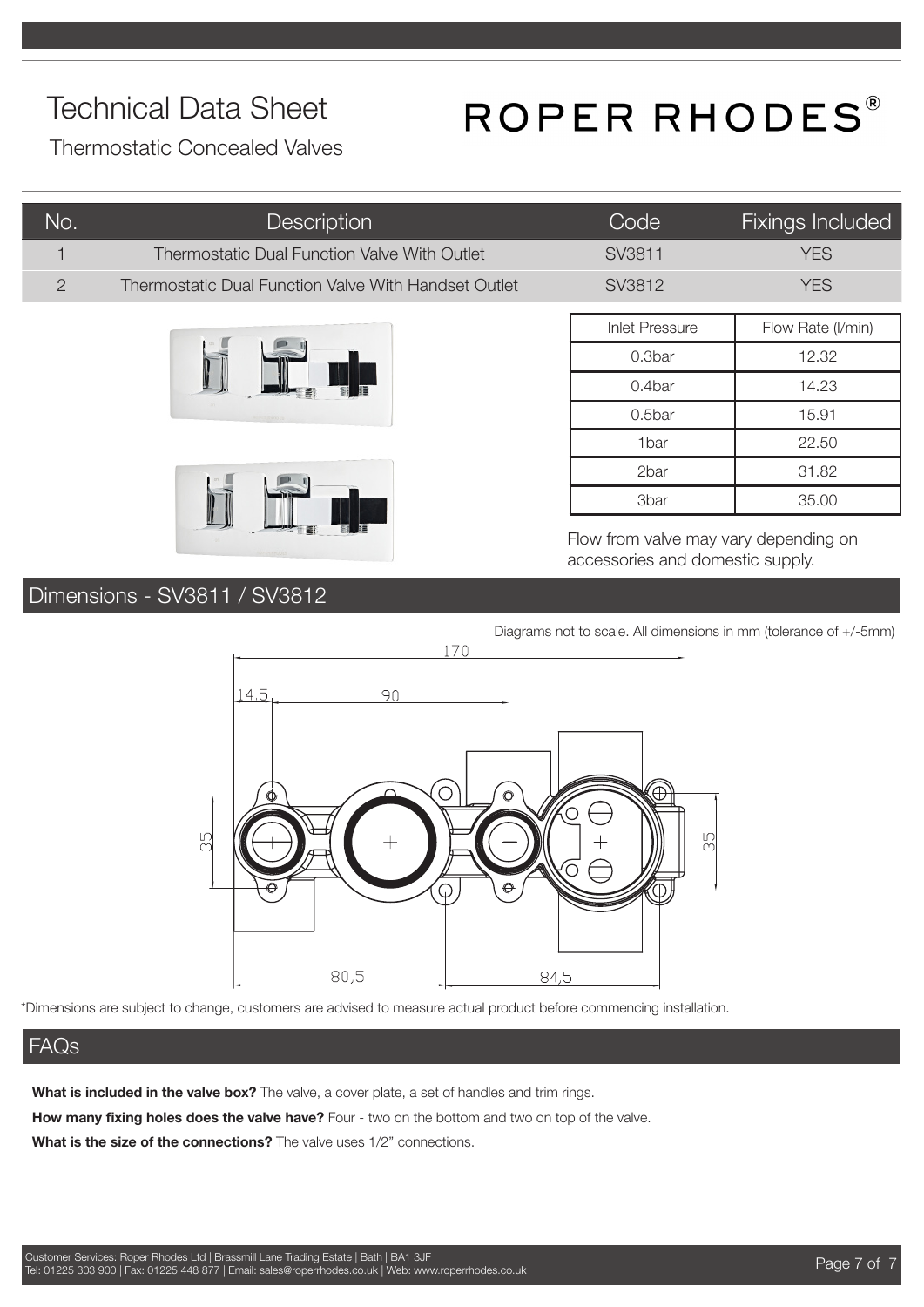# Technical Data Sheet

Thermostatic Concealed Valves

ROPER RHODES®

| No. | Description | Code | Fixings Included |
| --- | --- | --- | --- |
| 1 | Thermostatic Dual Function Valve With Outlet | SV3811 | YES |
| 2 | Thermostatic Dual Function Valve With Handset Outlet | SV3812 | YES |

| Inlet Pressure | Flow Rate (l/min) |
| --- | --- |
| 0.3bar | 12.32 |
| 0.4bar | 14.23 |
| 0.5bar | 15.91 |
| 1bar | 22.50 |
| 2bar | 31.82 |
| 3bar | 35.00 |

Flow from valve may vary depending on accessories and domestic supply.

## Dimensions - SV3811 / SV3812

Diagrams not to scale. All dimensions in mm (tolerance of +/-5mm)

170

14.5

90

35

35

80,5

84,5

*Dimensions are subject to change, customers are advised to measure actual product before commencing installation.

## FAQs

**What is included in the valve box?** The valve, a cover plate, a set of handles and trim rings.

**How many fixing holes does the valve have?** Four - two on the bottom and two on top of the valve.

**What is the size of the connections?** The valve uses 1/2" connections.

Customer Services: Roper Rhodes Ltd | Brassmill Lane Trading Estate | Bath | BA1 3JF
Tel: 01225 303 900 | Fax: 01225 448 877 | Email: sales@roperrhodes.co.uk | Web: www.roperrhodes.co.uk